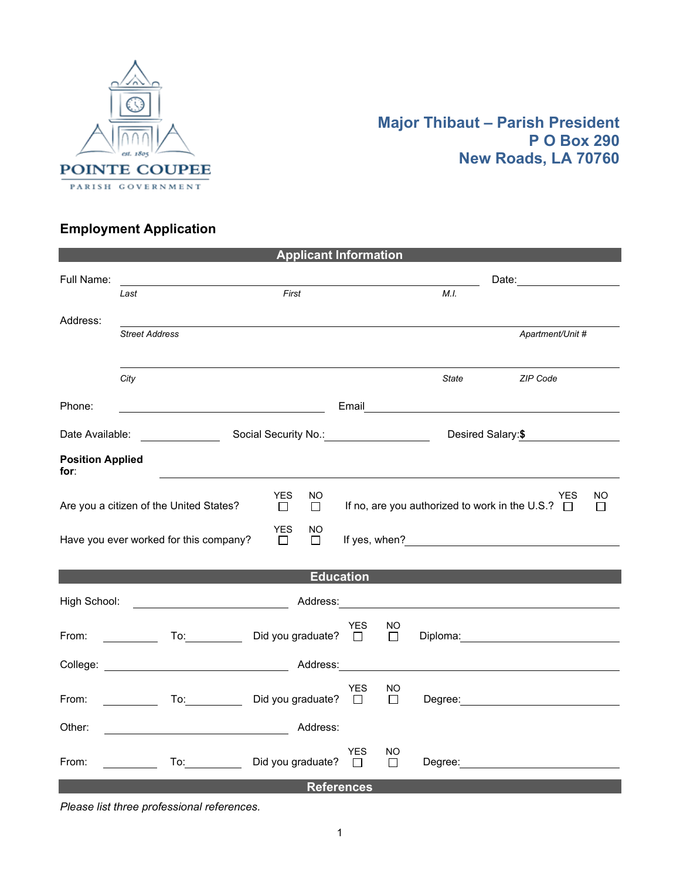POINTE COUPEE
PARISH GOVERNMENT
est. 1805

**Major Thibaut – Parish President**
**P O Box 290**
**New Roads, LA 70760**

## Employment Application

### Applicant Information

Full Name: ______________________________________________ Date: ______________

*Last* *First* *M.I.*

Address: ______________________________________________

*Street Address* *Apartment/Unit #*

______________________________________________

*City* *State* *ZIP Code*

Phone: ____________________ Email ____________________

Date Available: __________ Social Security No.: __________ Desired Salary: **$** __________

**Position Applied for**: ______________________________________________

Are you a citizen of the United States? YES ☐ NO ☐ If no, are you authorized to work in the U.S.? YES ☐ NO ☐

Have you ever worked for this company? YES ☐ NO ☐ If yes, when? ____________________

### Education

High School: ____________________ Address: ____________________

From: __________ To: __________ Did you graduate? YES ☐ NO ☐ Diploma: ____________________

College: ____________________ Address: ____________________

From: __________ To: __________ Did you graduate? YES ☐ NO ☐ Degree: ____________________

Other: ____________________ Address:

From: __________ To: __________ Did you graduate? YES ☐ NO ☐ Degree: ____________________

### References

*Please list three professional references.*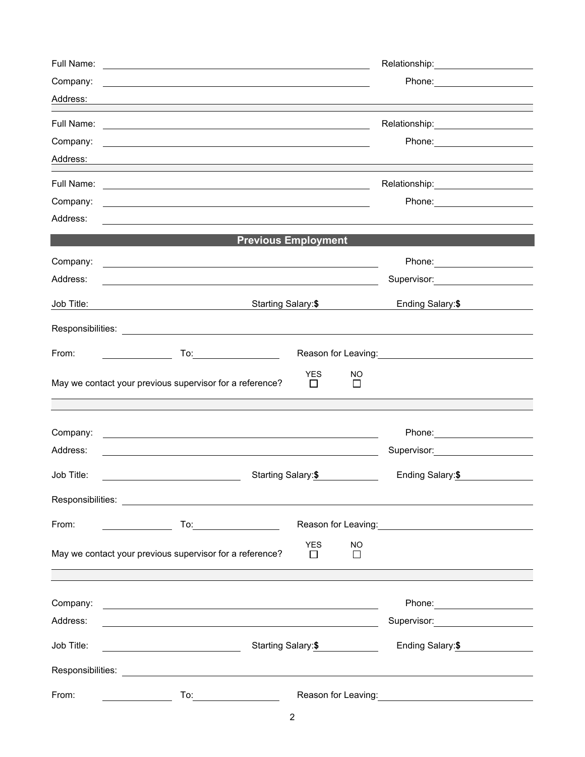Full Name: ______________________ Relationship: ______________

Company: ______________________ Phone: ______________

Address: ______________________

---

Full Name: ______________________ Relationship: ______________

Company: ______________________ Phone: ______________

Address: ______________________

---

Full Name: ______________________ Relationship: ______________

Company: ______________________ Phone: ______________

Address: ______________________

## Previous Employment

Company: ______________________ Phone: ______________

Address: ______________________ Supervisor: ______________

Job Title: ______________ Starting Salary:**$** ______________ Ending Salary:**$** ______________

Responsibilities: ______________________

From: ______________ To: ______________ Reason for Leaving: ______________

May we contact your previous supervisor for a reference? YES ☐ NO ☐

---

Company: ______________________ Phone: ______________

Address: ______________________ Supervisor: ______________

Job Title: ______________ Starting Salary:**$** ______________ Ending Salary:**$** ______________

Responsibilities: ______________________

From: ______________ To: ______________ Reason for Leaving: ______________

May we contact your previous supervisor for a reference? YES ☐ NO ☐

---

Company: ______________________ Phone: ______________

Address: ______________________ Supervisor: ______________

Job Title: ______________ Starting Salary:**$** ______________ Ending Salary:**$** ______________

Responsibilities: ______________________

From: ______________ To: ______________ Reason for Leaving: ______________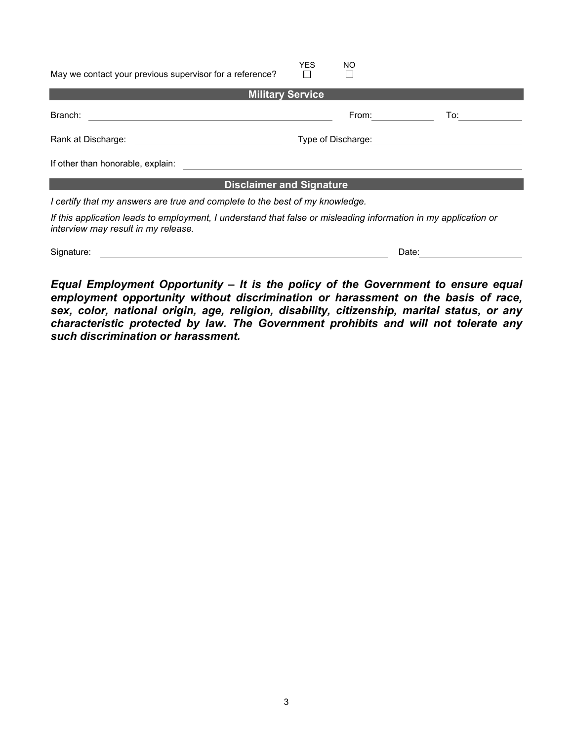May we contact your previous supervisor for a reference? YES ☐ NO ☐

## Military Service

Branch: ______________________ From: __________ To: __________

Rank at Discharge: ______________________ Type of Discharge: ______________________

If other than honorable, explain: ______________________

## Disclaimer and Signature

*I certify that my answers are true and complete to the best of my knowledge.*

*If this application leads to employment, I understand that false or misleading information in my application or interview may result in my release.*

Signature: ______________________ Date: __________

***Equal Employment Opportunity – It is the policy of the Government to ensure equal employment opportunity without discrimination or harassment on the basis of race, sex, color, national origin, age, religion, disability, citizenship, marital status, or any characteristic protected by law. The Government prohibits and will not tolerate any such discrimination or harassment.***